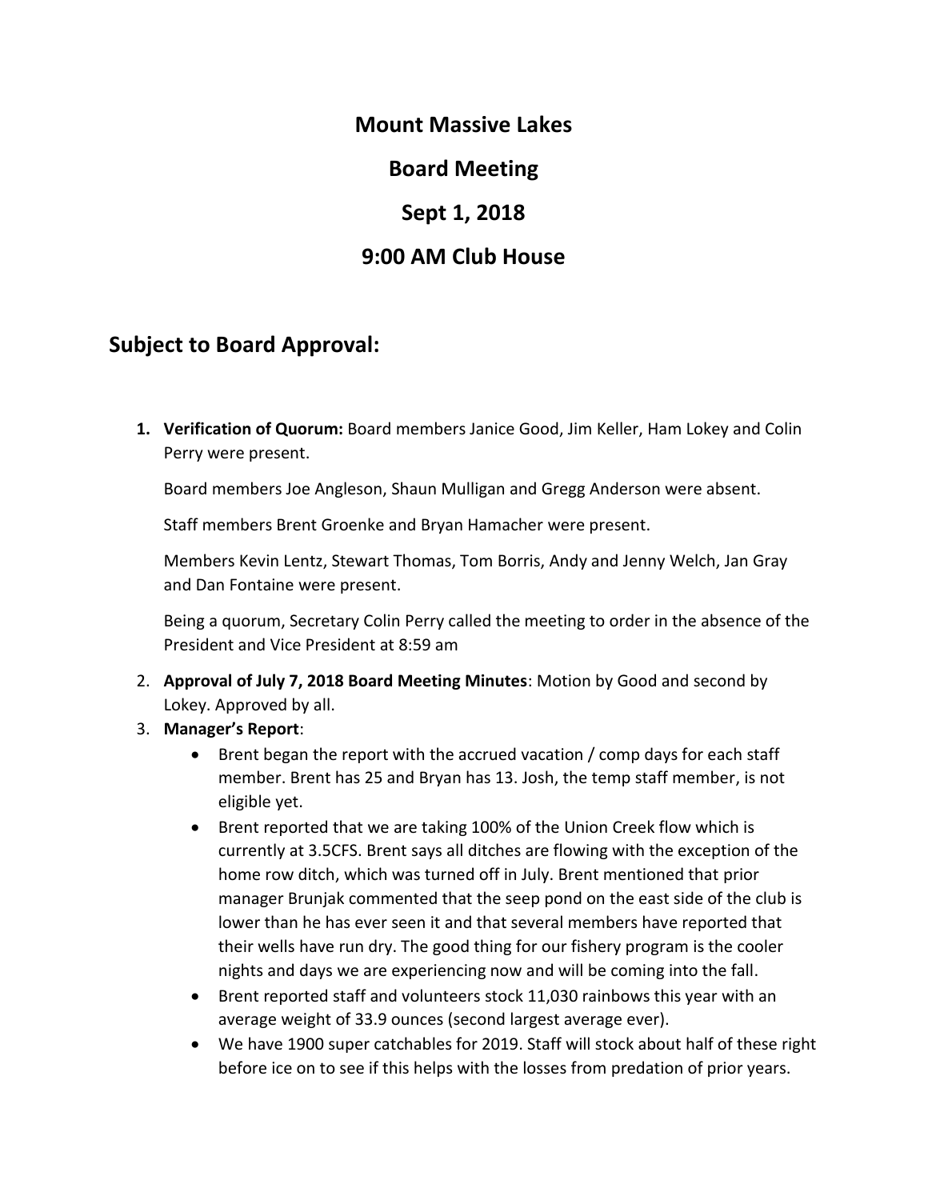# Mount Massive Lakes

# Board Meeting

# Sept 1, 2018

# 9:00 AM Club House

## Subject to Board Approval:

1. **Verification of Quorum:** Board members Janice Good, Jim Keller, Ham Lokey and Colin Perry were present.

   Board members Joe Angleson, Shaun Mulligan and Gregg Anderson were absent.

   Staff members Brent Groenke and Bryan Hamacher were present.

   Members Kevin Lentz, Stewart Thomas, Tom Borris, Andy and Jenny Welch, Jan Gray and Dan Fontaine were present.

   Being a quorum, Secretary Colin Perry called the meeting to order in the absence of the President and Vice President at 8:59 am

2. **Approval of July 7, 2018 Board Meeting Minutes**: Motion by Good and second by Lokey. Approved by all.
3. **Manager's Report**:
   - Brent began the report with the accrued vacation / comp days for each staff member. Brent has 25 and Bryan has 13. Josh, the temp staff member, is not eligible yet.
   - Brent reported that we are taking 100% of the Union Creek flow which is currently at 3.5CFS. Brent says all ditches are flowing with the exception of the home row ditch, which was turned off in July. Brent mentioned that prior manager Brunjak commented that the seep pond on the east side of the club is lower than he has ever seen it and that several members have reported that their wells have run dry. The good thing for our fishery program is the cooler nights and days we are experiencing now and will be coming into the fall.
   - Brent reported staff and volunteers stock 11,030 rainbows this year with an average weight of 33.9 ounces (second largest average ever).
   - We have 1900 super catchables for 2019. Staff will stock about half of these right before ice on to see if this helps with the losses from predation of prior years.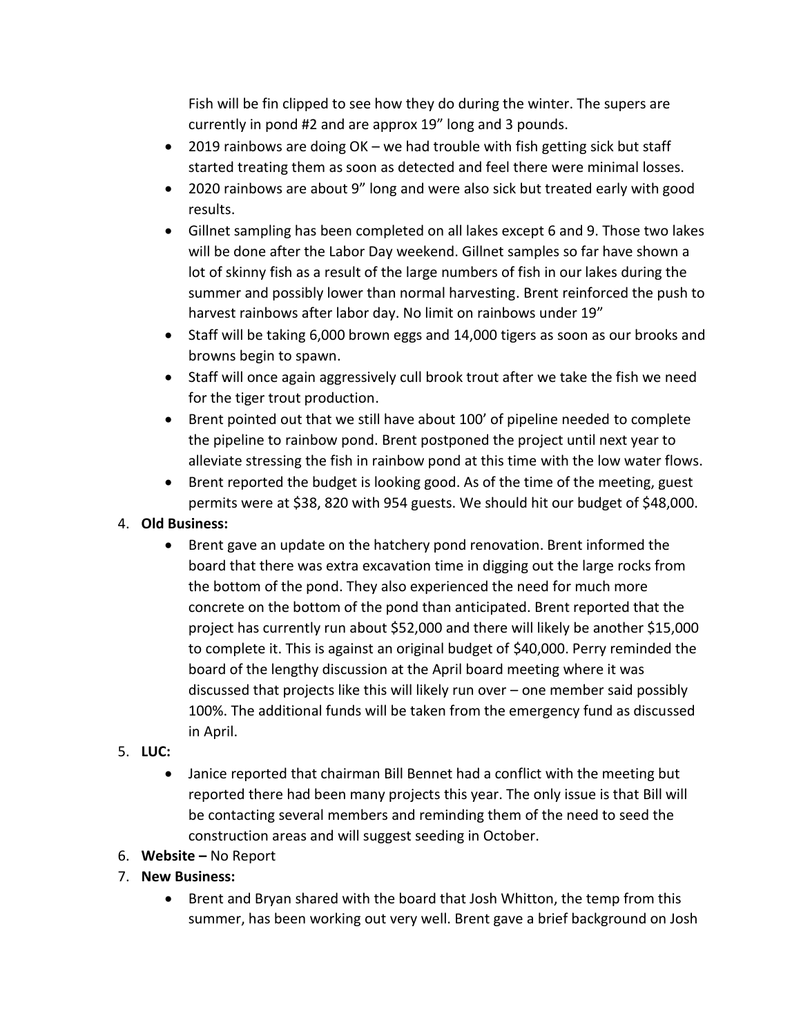Fish will be fin clipped to see how they do during the winter. The supers are currently in pond #2 and are approx 19" long and 3 pounds.

- 2019 rainbows are doing OK – we had trouble with fish getting sick but staff started treating them as soon as detected and feel there were minimal losses.
- 2020 rainbows are about 9" long and were also sick but treated early with good results.
- Gillnet sampling has been completed on all lakes except 6 and 9. Those two lakes will be done after the Labor Day weekend. Gillnet samples so far have shown a lot of skinny fish as a result of the large numbers of fish in our lakes during the summer and possibly lower than normal harvesting. Brent reinforced the push to harvest rainbows after labor day. No limit on rainbows under 19"
- Staff will be taking 6,000 brown eggs and 14,000 tigers as soon as our brooks and browns begin to spawn.
- Staff will once again aggressively cull brook trout after we take the fish we need for the tiger trout production.
- Brent pointed out that we still have about 100' of pipeline needed to complete the pipeline to rainbow pond. Brent postponed the project until next year to alleviate stressing the fish in rainbow pond at this time with the low water flows.
- Brent reported the budget is looking good. As of the time of the meeting, guest permits were at $38, 820 with 954 guests. We should hit our budget of $48,000.

4. **Old Business:**
    - Brent gave an update on the hatchery pond renovation. Brent informed the board that there was extra excavation time in digging out the large rocks from the bottom of the pond. They also experienced the need for much more concrete on the bottom of the pond than anticipated. Brent reported that the project has currently run about $52,000 and there will likely be another $15,000 to complete it. This is against an original budget of $40,000. Perry reminded the board of the lengthy discussion at the April board meeting where it was discussed that projects like this will likely run over – one member said possibly 100%. The additional funds will be taken from the emergency fund as discussed in April.
5. **LUC:**
    - Janice reported that chairman Bill Bennet had a conflict with the meeting but reported there had been many projects this year. The only issue is that Bill will be contacting several members and reminding them of the need to seed the construction areas and will suggest seeding in October.
6. **Website –** No Report
7. **New Business:**
    - Brent and Bryan shared with the board that Josh Whitton, the temp from this summer, has been working out very well. Brent gave a brief background on Josh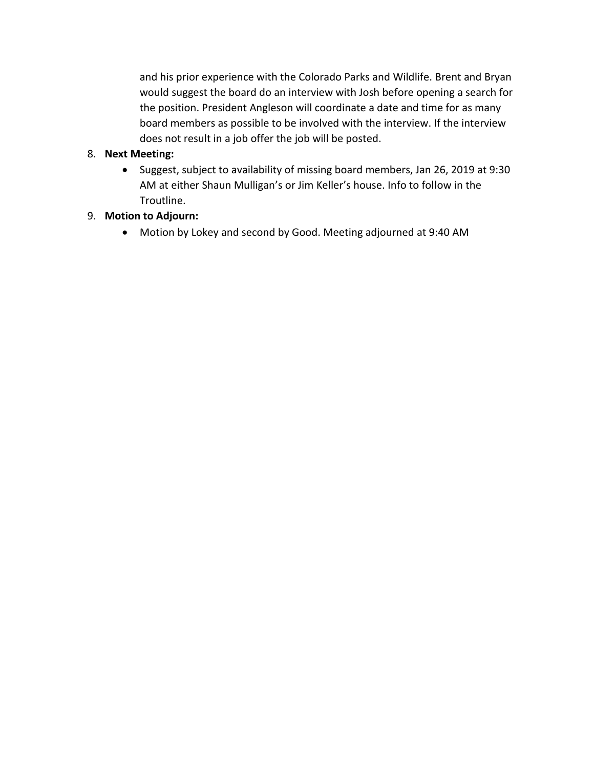and his prior experience with the Colorado Parks and Wildlife. Brent and Bryan would suggest the board do an interview with Josh before opening a search for the position. President Angleson will coordinate a date and time for as many board members as possible to be involved with the interview. If the interview does not result in a job offer the job will be posted.

8. **Next Meeting:**
   - Suggest, subject to availability of missing board members, Jan 26, 2019 at 9:30 AM at either Shaun Mulligan's or Jim Keller's house. Info to follow in the Troutline.
9. **Motion to Adjourn:**
   - Motion by Lokey and second by Good. Meeting adjourned at 9:40 AM